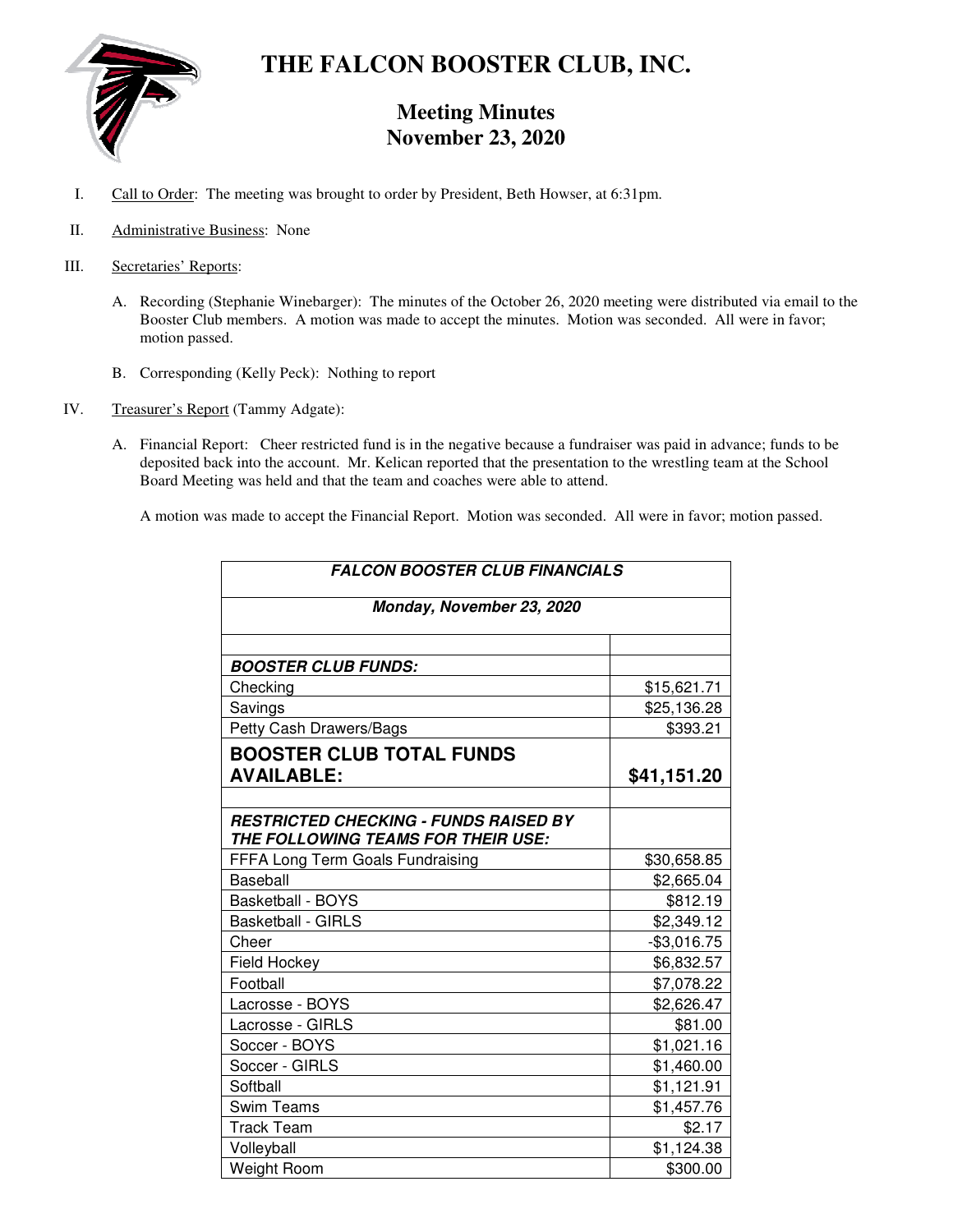# THE FALCON BOOSTER CLUB, INC.

## Meeting Minutes
## November 23, 2020

I. Call to Order: The meeting was brought to order by President, Beth Howser, at 6:31pm.

II. Administrative Business: None

III. Secretaries' Reports:

   A. Recording (Stephanie Winebarger): The minutes of the October 26, 2020 meeting were distributed via email to the Booster Club members. A motion was made to accept the minutes. Motion was seconded. All were in favor; motion passed.

   B. Corresponding (Kelly Peck): Nothing to report

IV. Treasurer's Report (Tammy Adgate):

   A. Financial Report: Cheer restricted fund is in the negative because a fundraiser was paid in advance; funds to be deposited back into the account. Mr. Kelican reported that the presentation to the wrestling team at the School Board Meeting was held and that the team and coaches were able to attend.

   A motion was made to accept the Financial Report. Motion was seconded. All were in favor; motion passed.

| ***FALCON BOOSTER CLUB FINANCIALS*** | |
|---|---|
| ***Monday, November 23, 2020*** | |
| | |
| ***BOOSTER CLUB FUNDS:*** | |
| Checking | $15,621.71 |
| Savings | $25,136.28 |
| Petty Cash Drawers/Bags | $393.21 |
| **BOOSTER CLUB TOTAL FUNDS AVAILABLE:** | **$41,151.20** |
| | |
| ***RESTRICTED CHECKING - FUNDS RAISED BY THE FOLLOWING TEAMS FOR THEIR USE:*** | |
| FFFA Long Term Goals Fundraising | $30,658.85 |
| Baseball | $2,665.04 |
| Basketball - BOYS | $812.19 |
| Basketball - GIRLS | $2,349.12 |
| Cheer | -$3,016.75 |
| Field Hockey | $6,832.57 |
| Football | $7,078.22 |
| Lacrosse - BOYS | $2,626.47 |
| Lacrosse - GIRLS | $81.00 |
| Soccer - BOYS | $1,021.16 |
| Soccer - GIRLS | $1,460.00 |
| Softball | $1,121.91 |
| Swim Teams | $1,457.76 |
| Track Team | $2.17 |
| Volleyball | $1,124.38 |
| Weight Room | $300.00 |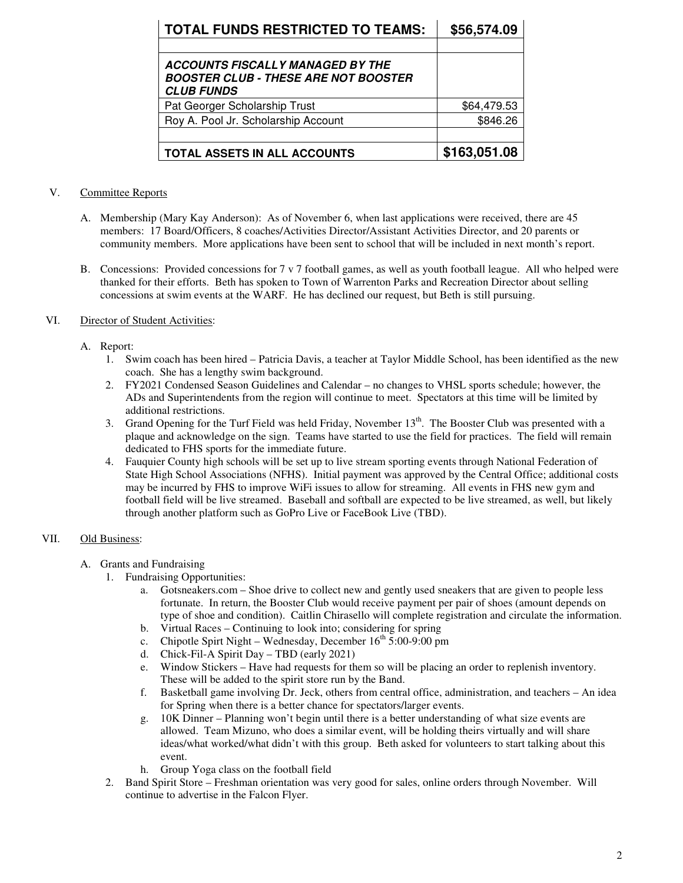| **TOTAL FUNDS RESTRICTED TO TEAMS:** | **$56,574.09** |
|---|---|
| | |
| ***ACCOUNTS FISCALLY MANAGED BY THE BOOSTER CLUB - THESE ARE NOT BOOSTER CLUB FUNDS*** | |
| Pat Georger Scholarship Trust | $64,479.53 |
| Roy A. Pool Jr. Scholarship Account | $846.26 |
| | |
| **TOTAL ASSETS IN ALL ACCOUNTS** | **$163,051.08** |

V. Committee Reports

A. Membership (Mary Kay Anderson): As of November 6, when last applications were received, there are 45 members: 17 Board/Officers, 8 coaches/Activities Director/Assistant Activities Director, and 20 parents or community members. More applications have been sent to school that will be included in next month's report.

B. Concessions: Provided concessions for 7 v 7 football games, as well as youth football league. All who helped were thanked for their efforts. Beth has spoken to Town of Warrenton Parks and Recreation Director about selling concessions at swim events at the WARF. He has declined our request, but Beth is still pursuing.

VI. Director of Student Activities:

A. Report:
1. Swim coach has been hired – Patricia Davis, a teacher at Taylor Middle School, has been identified as the new coach. She has a lengthy swim background.
2. FY2021 Condensed Season Guidelines and Calendar – no changes to VHSL sports schedule; however, the ADs and Superintendents from the region will continue to meet. Spectators at this time will be limited by additional restrictions.
3. Grand Opening for the Turf Field was held Friday, November 13th. The Booster Club was presented with a plaque and acknowledge on the sign. Teams have started to use the field for practices. The field will remain dedicated to FHS sports for the immediate future.
4. Fauquier County high schools will be set up to live stream sporting events through National Federation of State High School Associations (NFHS). Initial payment was approved by the Central Office; additional costs may be incurred by FHS to improve WiFi issues to allow for streaming. All events in FHS new gym and football field will be live streamed. Baseball and softball are expected to be live streamed, as well, but likely through another platform such as GoPro Live or FaceBook Live (TBD).

VII. Old Business:

A. Grants and Fundraising
1. Fundraising Opportunities:
   a. Gotsneakers.com – Shoe drive to collect new and gently used sneakers that are given to people less fortunate. In return, the Booster Club would receive payment per pair of shoes (amount depends on type of shoe and condition). Caitlin Chirasello will complete registration and circulate the information.
   b. Virtual Races – Continuing to look into; considering for spring
   c. Chipotle Spirt Night – Wednesday, December 16th 5:00-9:00 pm
   d. Chick-Fil-A Spirit Day – TBD (early 2021)
   e. Window Stickers – Have had requests for them so will be placing an order to replenish inventory. These will be added to the spirit store run by the Band.
   f. Basketball game involving Dr. Jeck, others from central office, administration, and teachers – An idea for Spring when there is a better chance for spectators/larger events.
   g. 10K Dinner – Planning won't begin until there is a better understanding of what size events are allowed. Team Mizuno, who does a similar event, will be holding theirs virtually and will share ideas/what worked/what didn't with this group. Beth asked for volunteers to start talking about this event.
   h. Group Yoga class on the football field
2. Band Spirit Store – Freshman orientation was very good for sales, online orders through November. Will continue to advertise in the Falcon Flyer.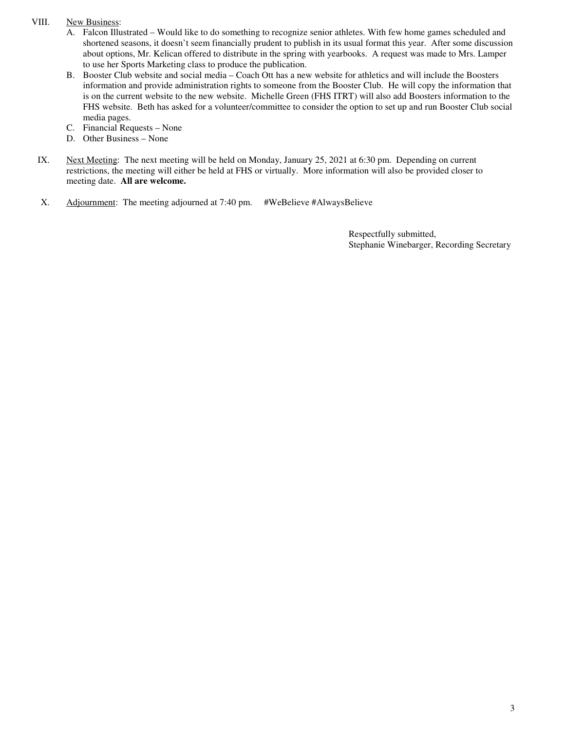VIII. New Business:

A. Falcon Illustrated – Would like to do something to recognize senior athletes. With few home games scheduled and shortened seasons, it doesn't seem financially prudent to publish in its usual format this year. After some discussion about options, Mr. Kelican offered to distribute in the spring with yearbooks. A request was made to Mrs. Lamper to use her Sports Marketing class to produce the publication.

B. Booster Club website and social media – Coach Ott has a new website for athletics and will include the Boosters information and provide administration rights to someone from the Booster Club. He will copy the information that is on the current website to the new website. Michelle Green (FHS ITRT) will also add Boosters information to the FHS website. Beth has asked for a volunteer/committee to consider the option to set up and run Booster Club social media pages.

C. Financial Requests – None

D. Other Business – None

IX. Next Meeting: The next meeting will be held on Monday, January 25, 2021 at 6:30 pm. Depending on current restrictions, the meeting will either be held at FHS or virtually. More information will also be provided closer to meeting date. **All are welcome.**

X. Adjournment: The meeting adjourned at 7:40 pm. #WeBelieve #AlwaysBelieve

Respectfully submitted,
Stephanie Winebarger, Recording Secretary